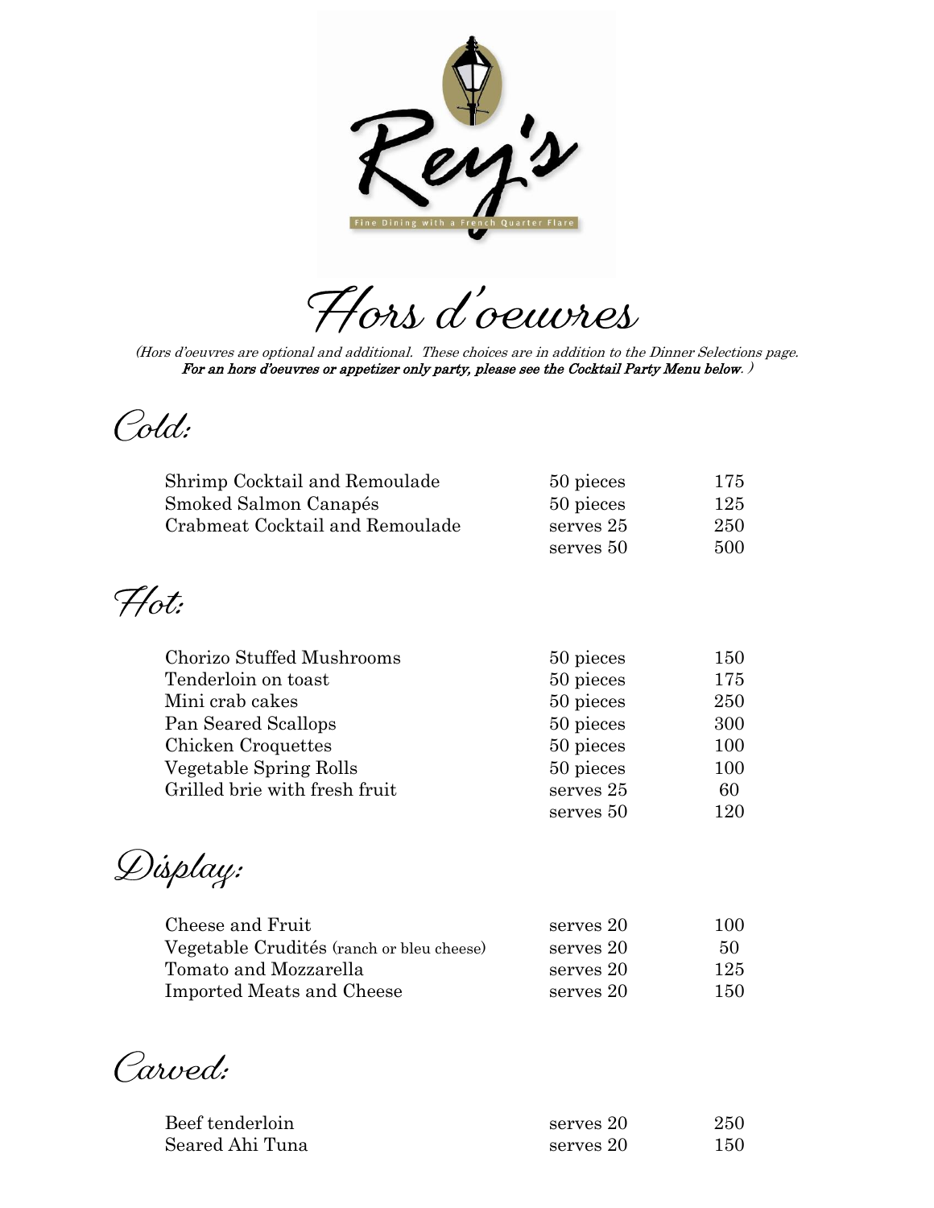Rey's

Fine Dining with a French Quarter Flare

# Hors d'oeuvres

*(Hors d'oeuvres are optional and additional. These choices are in addition to the Dinner Selections page.* ***For an hors d'oeuvres or appetizer only party, please see the Cocktail Party Menu below****.)*

## Cold:

| | | |
|---|---|---|
| Shrimp Cocktail and Remoulade | 50 pieces | 175 |
| Smoked Salmon Canapés | 50 pieces | 125 |
| Crabmeat Cocktail and Remoulade | serves 25 | 250 |
| | serves 50 | 500 |

## Hot:

| | | |
|---|---|---|
| Chorizo Stuffed Mushrooms | 50 pieces | 150 |
| Tenderloin on toast | 50 pieces | 175 |
| Mini crab cakes | 50 pieces | 250 |
| Pan Seared Scallops | 50 pieces | 300 |
| Chicken Croquettes | 50 pieces | 100 |
| Vegetable Spring Rolls | 50 pieces | 100 |
| Grilled brie with fresh fruit | serves 25 | 60 |
| | serves 50 | 120 |

## Display:

| | | |
|---|---|---|
| Cheese and Fruit | serves 20 | 100 |
| Vegetable Crudités (ranch or bleu cheese) | serves 20 | 50 |
| Tomato and Mozzarella | serves 20 | 125 |
| Imported Meats and Cheese | serves 20 | 150 |

## Carved:

| | | |
|---|---|---|
| Beef tenderloin | serves 20 | 250 |
| Seared Ahi Tuna | serves 20 | 150 |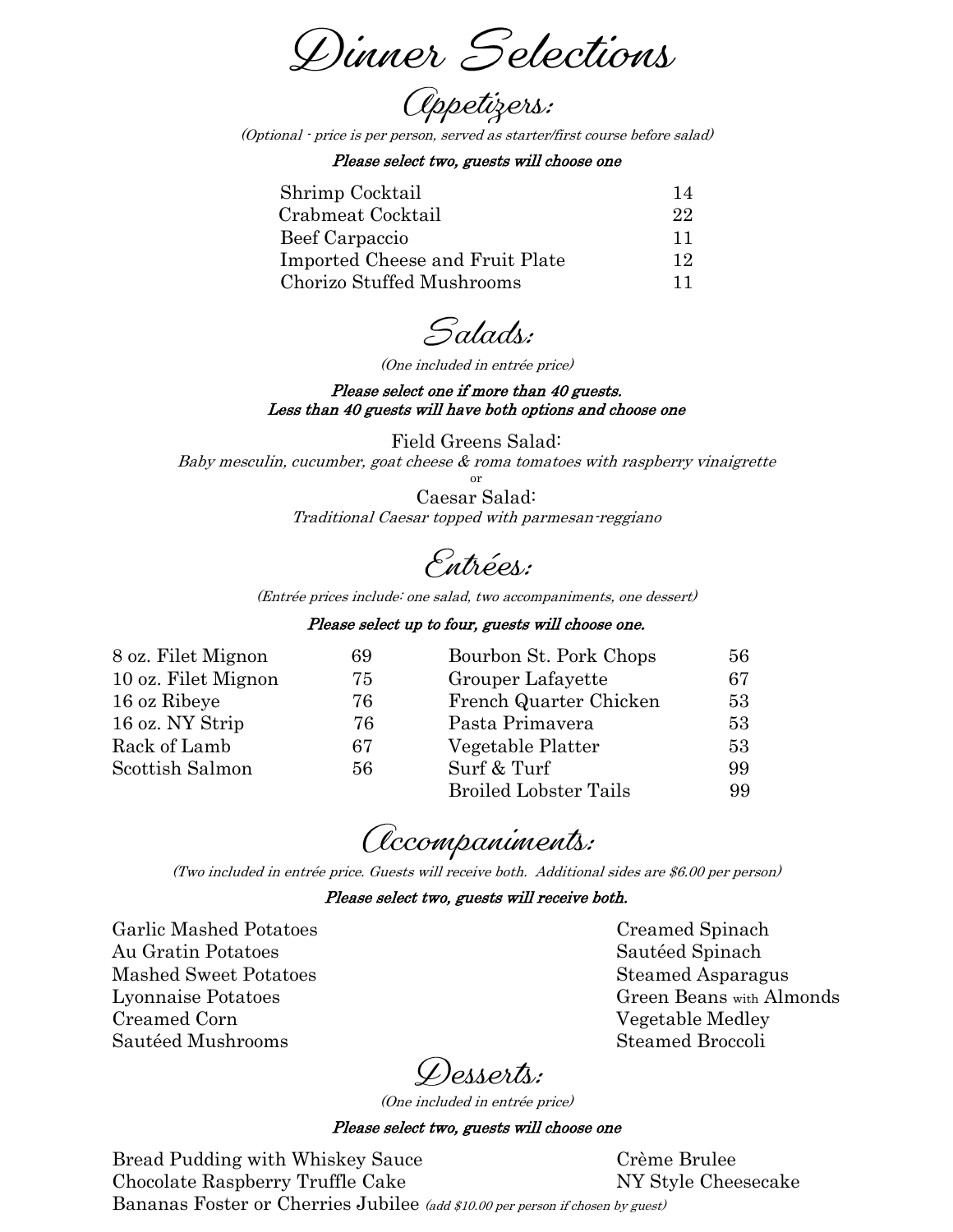# Dinner Selections

## Appetizers:

*(Optional - price is per person, served as starter/first course before salad)*

***Please select two, guests will choose one***

| | |
|---|---|
| Shrimp Cocktail | 14 |
| Crabmeat Cocktail | 22 |
| Beef Carpaccio | 11 |
| Imported Cheese and Fruit Plate | 12 |
| Chorizo Stuffed Mushrooms | 11 |

## Salads:

*(One included in entrée price)*

***Please select one if more than 40 guests.***
***Less than 40 guests will have both options and choose one***

Field Greens Salad:
*Baby mesculin, cucumber, goat cheese & roma tomatoes with raspberry vinaigrette*

or

Caesar Salad:
*Traditional Caesar topped with parmesan-reggiano*

## Entrées:

*(Entrée prices include: one salad, two accompaniments, one dessert)*

***Please select up to four, guests will choose one.***

| | |
|---|---|
| 8 oz. Filet Mignon | 69 |
| 10 oz. Filet Mignon | 75 |
| 16 oz Ribeye | 76 |
| 16 oz. NY Strip | 76 |
| Rack of Lamb | 67 |
| Scottish Salmon | 56 |
| Bourbon St. Pork Chops | 56 |
| Grouper Lafayette | 67 |
| French Quarter Chicken | 53 |
| Pasta Primavera | 53 |
| Vegetable Platter | 53 |
| Surf & Turf | 99 |
| Broiled Lobster Tails | 99 |

## Accompaniments:

*(Two included in entrée price. Guests will receive both. Additional sides are $6.00 per person)*

***Please select two, guests will receive both.***

- Garlic Mashed Potatoes
- Au Gratin Potatoes
- Mashed Sweet Potatoes
- Lyonnaise Potatoes
- Creamed Corn
- Sautéed Mushrooms
- Creamed Spinach
- Sautéed Spinach
- Steamed Asparagus
- Green Beans with Almonds
- Vegetable Medley
- Steamed Broccoli

## Desserts:

*(One included in entrée price)*

***Please select two, guests will choose one***

- Bread Pudding with Whiskey Sauce
- Chocolate Raspberry Truffle Cake
- Bananas Foster or Cherries Jubilee *(add $10.00 per person if chosen by guest)*
- Crème Brulee
- NY Style Cheesecake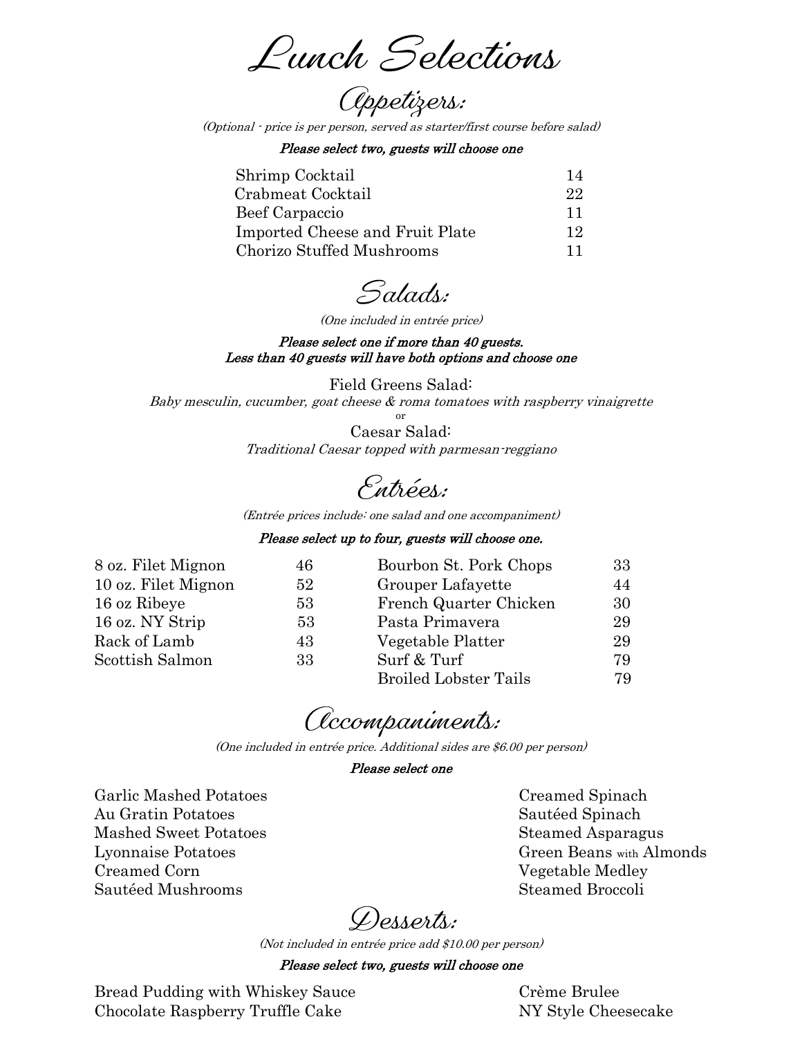# Lunch Selections

## Appetizers:

*(Optional - price is per person, served as starter/first course before salad)*

***Please select two, guests will choose one***

| Item | Price |
|---|---|
| Shrimp Cocktail | 14 |
| Crabmeat Cocktail | 22 |
| Beef Carpaccio | 11 |
| Imported Cheese and Fruit Plate | 12 |
| Chorizo Stuffed Mushrooms | 11 |

## Salads:

*(One included in entrée price)*

***Please select one if more than 40 guests.***
***Less than 40 guests will have both options and choose one***

Field Greens Salad:
*Baby mesculin, cucumber, goat cheese & roma tomatoes with raspberry vinaigrette*

or

Caesar Salad:
*Traditional Caesar topped with parmesan-reggiano*

## Entrées:

*(Entrée prices include: one salad and one accompaniment)*

***Please select up to four, guests will choose one.***

| Item | Price |
|---|---|
| 8 oz. Filet Mignon | 46 |
| 10 oz. Filet Mignon | 52 |
| 16 oz Ribeye | 53 |
| 16 oz. NY Strip | 53 |
| Rack of Lamb | 43 |
| Scottish Salmon | 33 |
| Bourbon St. Pork Chops | 33 |
| Grouper Lafayette | 44 |
| French Quarter Chicken | 30 |
| Pasta Primavera | 29 |
| Vegetable Platter | 29 |
| Surf & Turf | 79 |
| Broiled Lobster Tails | 79 |

## Accompaniments:

*(One included in entrée price. Additional sides are $6.00 per person)*

***Please select one***

- Garlic Mashed Potatoes
- Au Gratin Potatoes
- Mashed Sweet Potatoes
- Lyonnaise Potatoes
- Creamed Corn
- Sautéed Mushrooms
- Creamed Spinach
- Sautéed Spinach
- Steamed Asparagus
- Green Beans with Almonds
- Vegetable Medley
- Steamed Broccoli

## Desserts:

*(Not included in entrée price add $10.00 per person)*

***Please select two, guests will choose one***

- Bread Pudding with Whiskey Sauce
- Chocolate Raspberry Truffle Cake
- Crème Brulee
- NY Style Cheesecake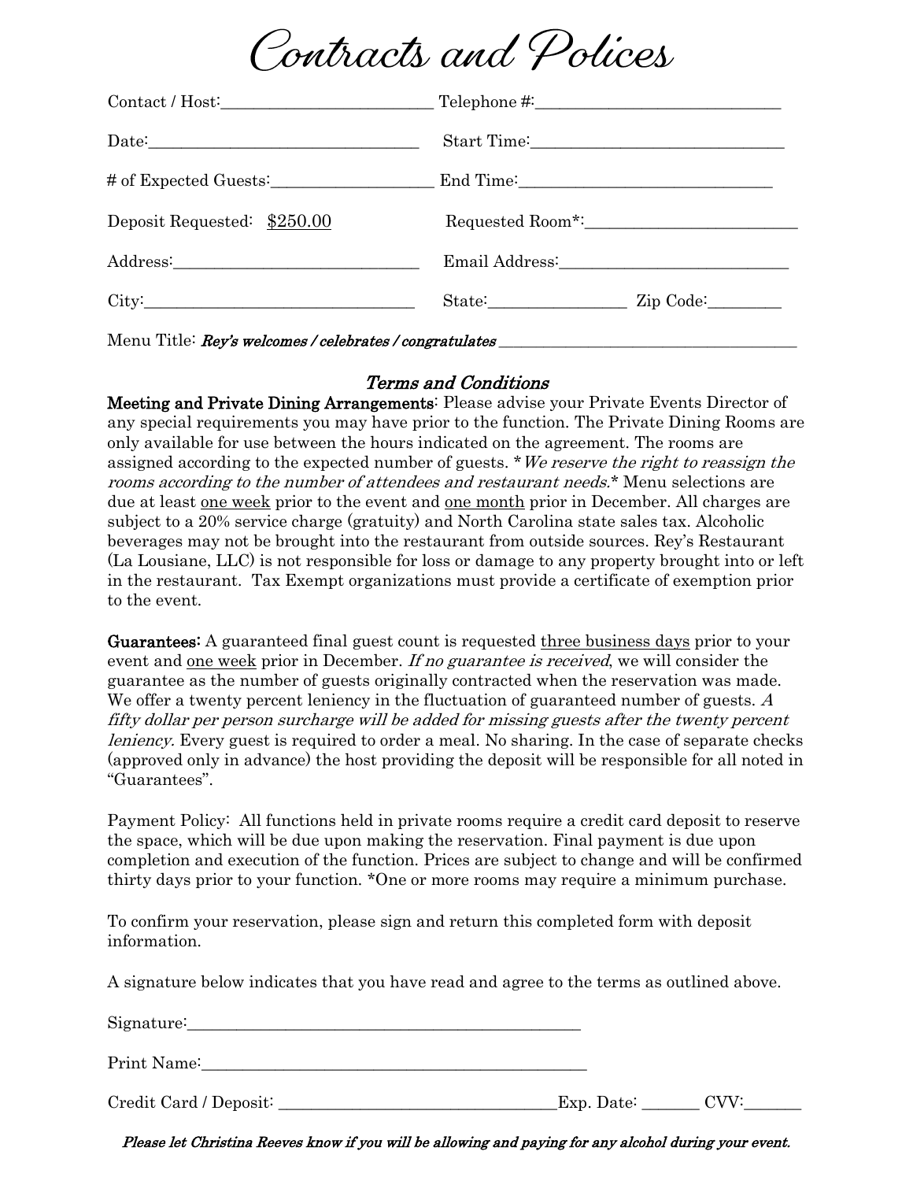# Contracts and Polices

Contact / Host:__________________________ Telephone #:______________________________

Date:________________________________ Start Time:_______________________________

# of Expected Guests:___________________ End Time:_______________________________

Deposit Requested: $250.00 Requested Room*:_________________________

Address:_____________________________ Email Address:___________________________

City:________________________________ State:________________ Zip Code:_________

Menu Title: *Rey's welcomes / celebrates / congratulates* ____________________________________

## *Terms and Conditions*

**Meeting and Private Dining Arrangements**: Please advise your Private Events Director of any special requirements you may have prior to the function. The Private Dining Rooms are only available for use between the hours indicated on the agreement. The rooms are assigned according to the expected number of guests. *\*We reserve the right to reassign the rooms according to the number of attendees and restaurant needs.\** Menu selections are due at least one week prior to the event and one month prior in December. All charges are subject to a 20% service charge (gratuity) and North Carolina state sales tax. Alcoholic beverages may not be brought into the restaurant from outside sources. Rey's Restaurant (La Lousiane, LLC) is not responsible for loss or damage to any property brought into or left in the restaurant. Tax Exempt organizations must provide a certificate of exemption prior to the event.

**Guarantees:** A guaranteed final guest count is requested three business days prior to your event and one week prior in December. *If no guarantee is received*, we will consider the guarantee as the number of guests originally contracted when the reservation was made. We offer a twenty percent leniency in the fluctuation of guaranteed number of guests. *A fifty dollar per person surcharge will be added for missing guests after the twenty percent leniency.* Every guest is required to order a meal. No sharing. In the case of separate checks (approved only in advance) the host providing the deposit will be responsible for all noted in "Guarantees".

Payment Policy: All functions held in private rooms require a credit card deposit to reserve the space, which will be due upon making the reservation. Final payment is due upon completion and execution of the function. Prices are subject to change and will be confirmed thirty days prior to your function. *One or more rooms may require a minimum purchase.

To confirm your reservation, please sign and return this completed form with deposit information.

A signature below indicates that you have read and agree to the terms as outlined above.

Signature:_________________________________________________

Print Name:________________________________________________

Credit Card / Deposit: ___________________________________Exp. Date: _______ CVV:_______

***Please let Christina Reeves know if you will be allowing and paying for any alcohol during your event.***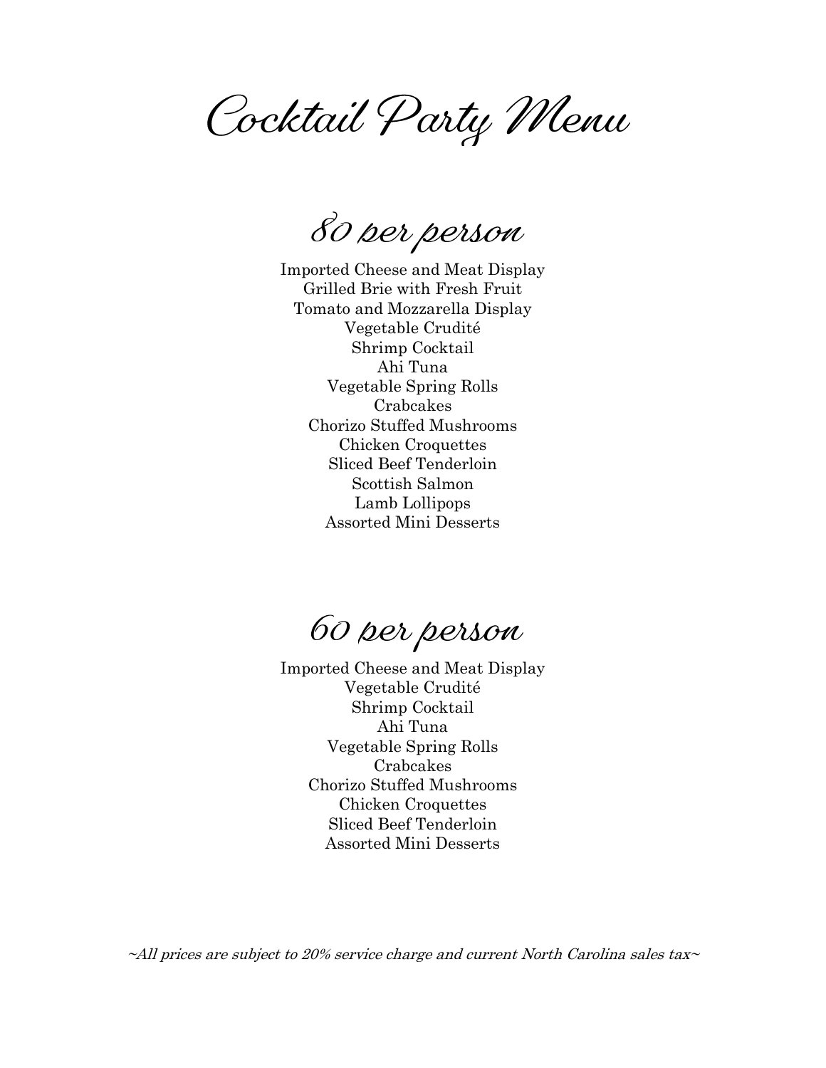# Cocktail Party Menu

## 80 per person

Imported Cheese and Meat Display
Grilled Brie with Fresh Fruit
Tomato and Mozzarella Display
Vegetable Crudité
Shrimp Cocktail
Ahi Tuna
Vegetable Spring Rolls
Crabcakes
Chorizo Stuffed Mushrooms
Chicken Croquettes
Sliced Beef Tenderloin
Scottish Salmon
Lamb Lollipops
Assorted Mini Desserts

## 60 per person

Imported Cheese and Meat Display
Vegetable Crudité
Shrimp Cocktail
Ahi Tuna
Vegetable Spring Rolls
Crabcakes
Chorizo Stuffed Mushrooms
Chicken Croquettes
Sliced Beef Tenderloin
Assorted Mini Desserts

*~All prices are subject to 20% service charge and current North Carolina sales tax~*